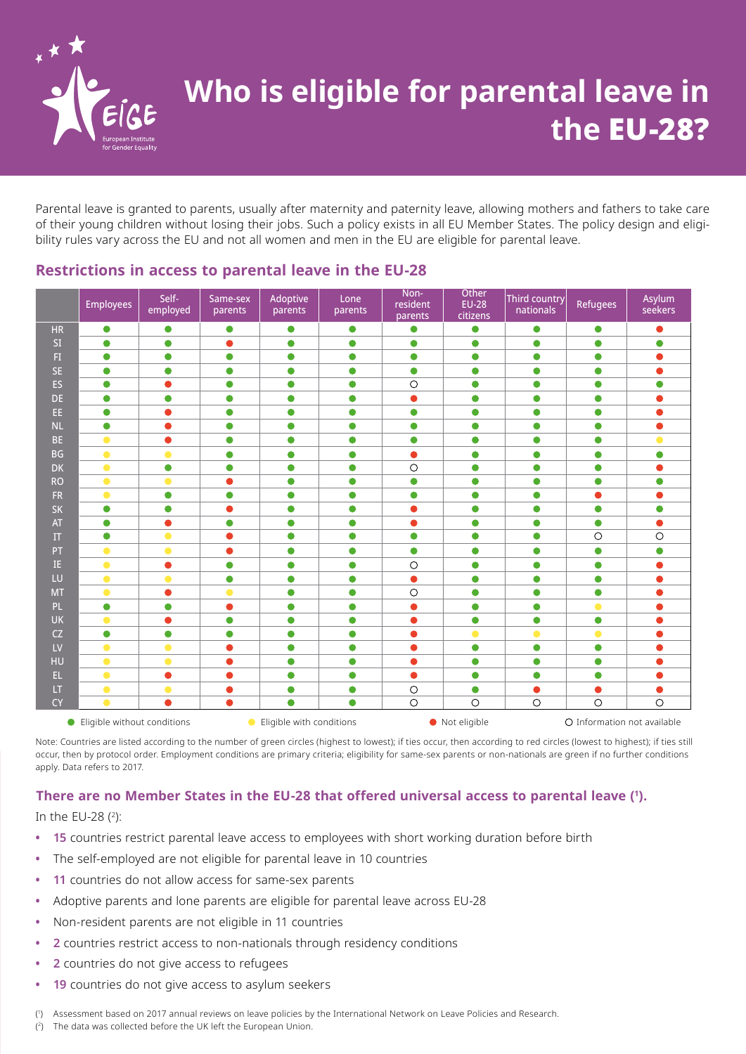# Who is eligible for parental leave in the EU-28?

Parental leave is granted to parents, usually after maternity and paternity leave, allowing mothers and fathers to take care of their young children without losing their jobs. Such a policy exists in all EU Member States. The policy design and eligibility rules vary across the EU and not all women and men in the EU are eligible for parental leave.

## Restrictions in access to parental leave in the EU-28

| | Employees | Self-employed | Same-sex parents | Adoptive parents | Lone parents | Non-resident parents | Other EU-28 citizens | Third country nationals | Refugees | Asylum seekers |
|---|---|---|---|---|---|---|---|---|---|---|
| HR | ● green | ● green | ● green | ● green | ● green | ● green | ● green | ● green | ● green | ● red |
| SI | ● green | ● green | ● red | ● green | ● green | ● green | ● green | ● green | ● green | ● green |
| FI | ● green | ● green | ● green | ● green | ● green | ● green | ● green | ● green | ● green | ● red |
| SE | ● green | ● green | ● green | ● green | ● green | ● green | ● green | ● green | ● green | ● red |
| ES | ● green | ● red | ● green | ● green | ● green | ○ | ● green | ● green | ● green | ● green |
| DE | ● green | ● green | ● green | ● green | ● green | ● red | ● green | ● green | ● green | ● red |
| EE | ● green | ● red | ● green | ● green | ● green | ● green | ● green | ● green | ● green | ● red |
| NL | ● green | ● red | ● green | ● green | ● green | ● green | ● green | ● green | ● green | ● red |
| BE | ● yellow | ● red | ● green | ● green | ● green | ● green | ● green | ● green | ● green | ● yellow |
| BG | ● yellow | ● yellow | ● green | ● green | ● green | ● red | ● green | ● green | ● green | ● green |
| DK | ● yellow | ● green | ● green | ● green | ● green | ○ | ● green | ● green | ● green | ● red |
| RO | ● yellow | ● yellow | ● red | ● green | ● green | ● green | ● green | ● green | ● green | ● green |
| FR | ● yellow | ● green | ● green | ● green | ● green | ● green | ● green | ● green | ● red | ● red |
| SK | ● green | ● green | ● red | ● green | ● green | ● red | ● green | ● green | ● green | ● green |
| AT | ● green | ● red | ● green | ● green | ● green | ● red | ● green | ● green | ● green | ● red |
| IT | ● green | ● yellow | ● red | ● green | ● green | ● green | ● green | ● green | ○ | ○ |
| PT | ● yellow | ● yellow | ● red | ● green | ● green | ● green | ● green | ● green | ● green | ● green |
| IE | ● yellow | ● red | ● green | ● green | ● green | ○ | ● green | ● green | ● green | ● red |
| LU | ● yellow | ● yellow | ● green | ● green | ● green | ● red | ● green | ● green | ● green | ● red |
| MT | ● yellow | ● red | ● yellow | ● green | ● green | ○ | ● green | ● green | ● green | ● red |
| PL | ● green | ● green | ● red | ● green | ● green | ● red | ● green | ● green | ● yellow | ● red |
| UK | ● yellow | ● red | ● green | ● green | ● green | ● red | ● green | ● green | ● green | ● red |
| CZ | ● green | ● green | ● green | ● green | ● green | ● red | ● yellow | ● yellow | ● yellow | ● red |
| LV | ● yellow | ● yellow | ● red | ● green | ● green | ● red | ● green | ● green | ● green | ● red |
| HU | ● yellow | ● yellow | ● red | ● green | ● green | ● red | ● green | ● green | ● green | ● red |
| EL | ● yellow | ● red | ● red | ● green | ● green | ● red | ● green | ● green | ● green | ● red |
| LT | ● yellow | ● yellow | ● red | ● green | ● green | ○ | ● green | ● red | ● red | ● red |
| CY | ● yellow | ● red | ● red | ● green | ● green | ○ | ○ | ○ | ○ | ○ |

● green: Eligible without conditions ● yellow: Eligible with conditions ● red: Not eligible ○ Information not available

Note: Countries are listed according to the number of green circles (highest to lowest); if ties occur, then according to red circles (lowest to highest); if ties still occur, then by protocol order. Employment conditions are primary criteria; eligibility for same-sex parents or non-nationals are green if no further conditions apply. Data refers to 2017.

### There are no Member States in the EU-28 that offered universal access to parental leave [1].

In the EU-28 [2]:

- **15** countries restrict parental leave access to employees with short working duration before birth
- The self-employed are not eligible for parental leave in 10 countries
- **11** countries do not allow access for same-sex parents
- Adoptive parents and lone parents are eligible for parental leave across EU-28
- Non-resident parents are not eligible in 11 countries
- **2** countries restrict access to non-nationals through residency conditions
- **2** countries do not give access to refugees
- **19** countries do not give access to asylum seekers

[1] Assessment based on 2017 annual reviews on leave policies by the International Network on Leave Policies and Research.
[2] The data was collected before the UK left the European Union.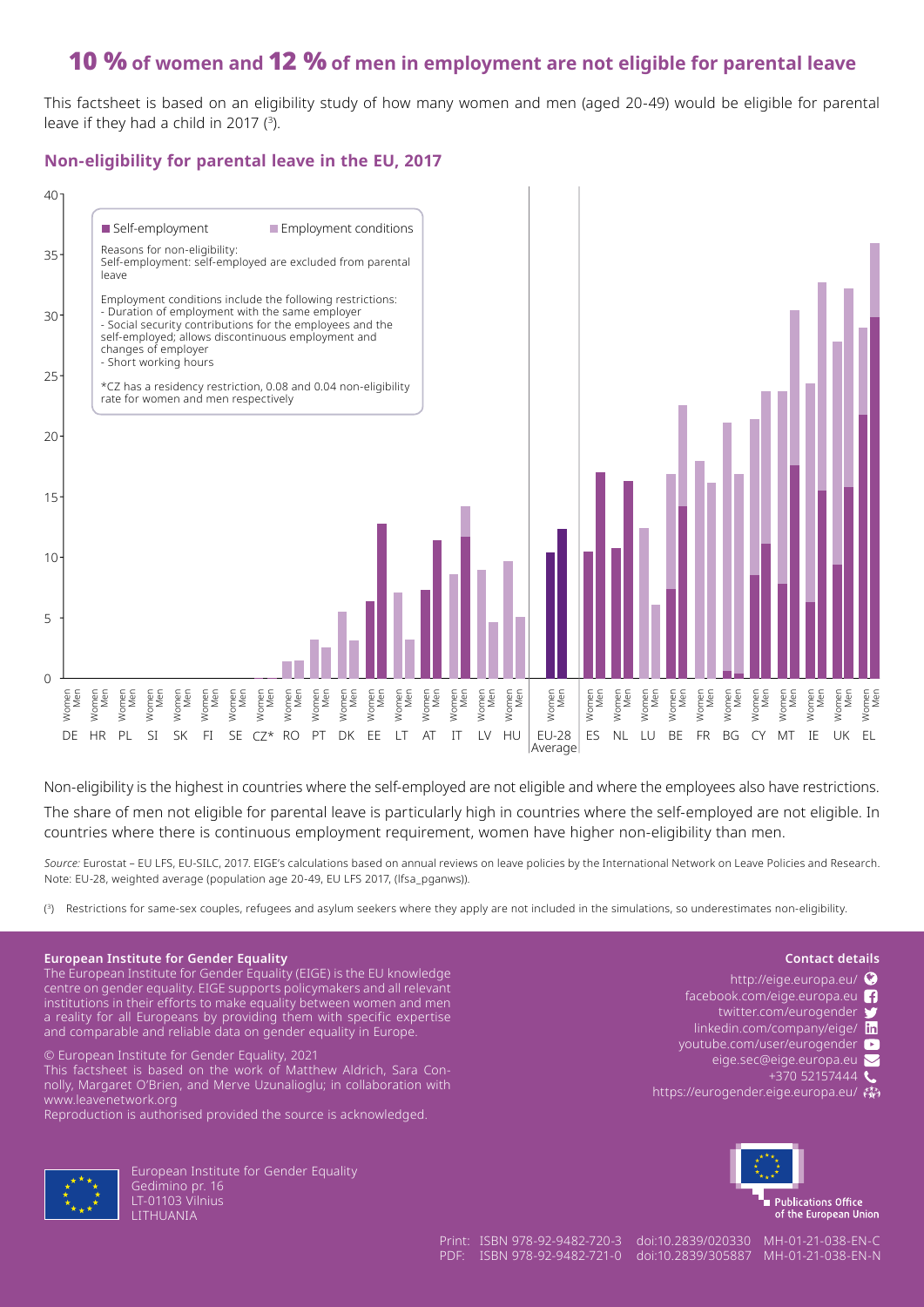# **10 %** of women and **12 %** of men in employment are not eligible for parental leave

This factsheet is based on an eligibility study of how many women and men (aged 20-49) would be eligible for parental leave if they had a child in 2017 (3).

## Non-eligibility for parental leave in the EU, 2017

Self-employment
Employment conditions

Reasons for non-eligibility:
Self-employment: self-employed are excluded from parental leave

Employment conditions include the following restrictions:
- Duration of employment with the same employer
- Social security contributions for the employees and the self-employed; allows discontinuous employment and changes of employer
- Short working hours

*CZ has a residency restriction, 0.08 and 0.04 non-eligibility rate for women and men respectively

0
5
10
15
20
25
30
35
40

Women Men

DE HR PL SI SK FI SE CZ* RO PT DK EE LT AT IT LV HU EU-28 Average ES NL LU BE FR BG CY MT IE UK EL

Non-eligibility is the highest in countries where the self-employed are not eligible and where the employees also have restrictions.

The share of men not eligible for parental leave is particularly high in countries where the self-employed are not eligible. In countries where there is continuous employment requirement, women have higher non-eligibility than men.

*Source:* Eurostat – EU LFS, EU-SILC, 2017. EIGE's calculations based on annual reviews on leave policies by the International Network on Leave Policies and Research. Note: EU-28, weighted average (population age 20-49, EU LFS 2017, (lfsa_pganws)).

(3) Restrictions for same-sex couples, refugees and asylum seekers where they apply are not included in the simulations, so underestimates non-eligibility.

**European Institute for Gender Equality**

The European Institute for Gender Equality (EIGE) is the EU knowledge centre on gender equality. EIGE supports policymakers and all relevant institutions in their efforts to make equality between women and men a reality for all Europeans by providing them with specific expertise and comparable and reliable data on gender equality in Europe.

© European Institute for Gender Equality, 2021

This factsheet is based on the work of Matthew Aldrich, Sara Connolly, Margaret O'Brien, and Merve Uzunalioglu; in collaboration with www.leavenetwork.org

Reproduction is authorised provided the source is acknowledged.

**Contact details**

http://eige.europa.eu/
facebook.com/eige.europa.eu
twitter.com/eurogender
linkedin.com/company/eige/
youtube.com/user/eurogender
eige.sec@eige.europa.eu
+370 52157444
https://eurogender.eige.europa.eu/

European Institute for Gender Equality
Gedimino pr. 16
LT-01103 Vilnius
LITHUANIA

Publications Office of the European Union

Print: ISBN 978-92-9482-720-3 doi:10.2839/020330 MH-01-21-038-EN-C
PDF: ISBN 978-92-9482-721-0 doi:10.2839/305887 MH-01-21-038-EN-N